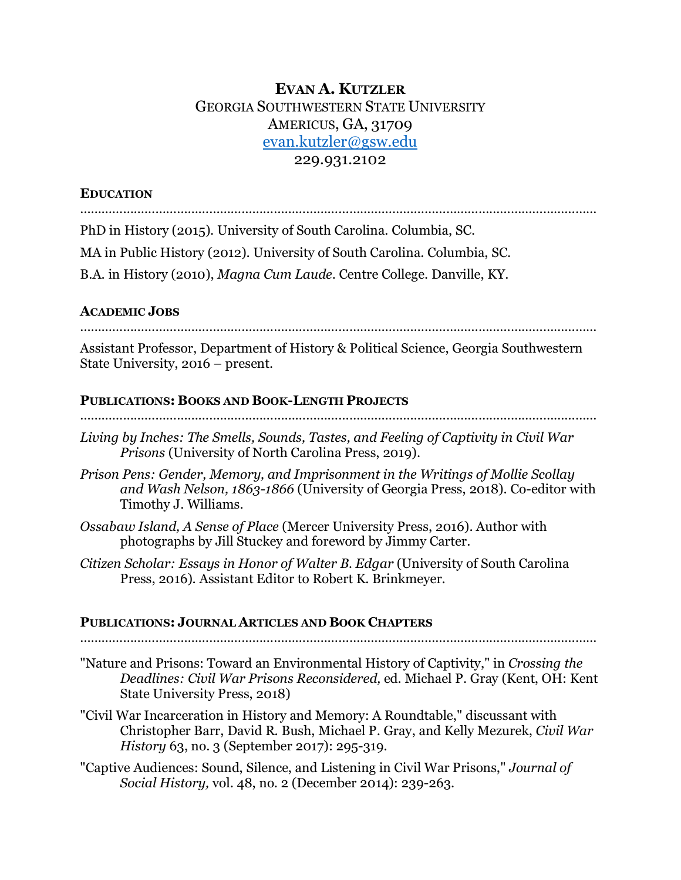# EVAN A. KUTZLER

GEORGIA SOUTHWESTERN STATE UNIVERSITY
AMERICUS, GA, 31709
evan.kutzler@gsw.edu
229.931.2102

## EDUCATION

PhD in History (2015). University of South Carolina. Columbia, SC.

MA in Public History (2012). University of South Carolina. Columbia, SC.

B.A. in History (2010), *Magna Cum Laude*. Centre College. Danville, KY.

## ACADEMIC JOBS

Assistant Professor, Department of History & Political Science, Georgia Southwestern State University, 2016 – present.

## PUBLICATIONS: BOOKS AND BOOK-LENGTH PROJECTS

*Living by Inches: The Smells, Sounds, Tastes, and Feeling of Captivity in Civil War Prisons* (University of North Carolina Press, 2019).

*Prison Pens: Gender, Memory, and Imprisonment in the Writings of Mollie Scollay and Wash Nelson, 1863-1866* (University of Georgia Press, 2018). Co-editor with Timothy J. Williams.

*Ossabaw Island, A Sense of Place* (Mercer University Press, 2016). Author with photographs by Jill Stuckey and foreword by Jimmy Carter.

*Citizen Scholar: Essays in Honor of Walter B. Edgar* (University of South Carolina Press, 2016). Assistant Editor to Robert K. Brinkmeyer.

## PUBLICATIONS: JOURNAL ARTICLES AND BOOK CHAPTERS

"Nature and Prisons: Toward an Environmental History of Captivity," in *Crossing the Deadlines: Civil War Prisons Reconsidered,* ed. Michael P. Gray (Kent, OH: Kent State University Press, 2018)

"Civil War Incarceration in History and Memory: A Roundtable," discussant with Christopher Barr, David R. Bush, Michael P. Gray, and Kelly Mezurek, *Civil War History* 63, no. 3 (September 2017): 295-319.

"Captive Audiences: Sound, Silence, and Listening in Civil War Prisons," *Journal of Social History,* vol. 48, no. 2 (December 2014): 239-263.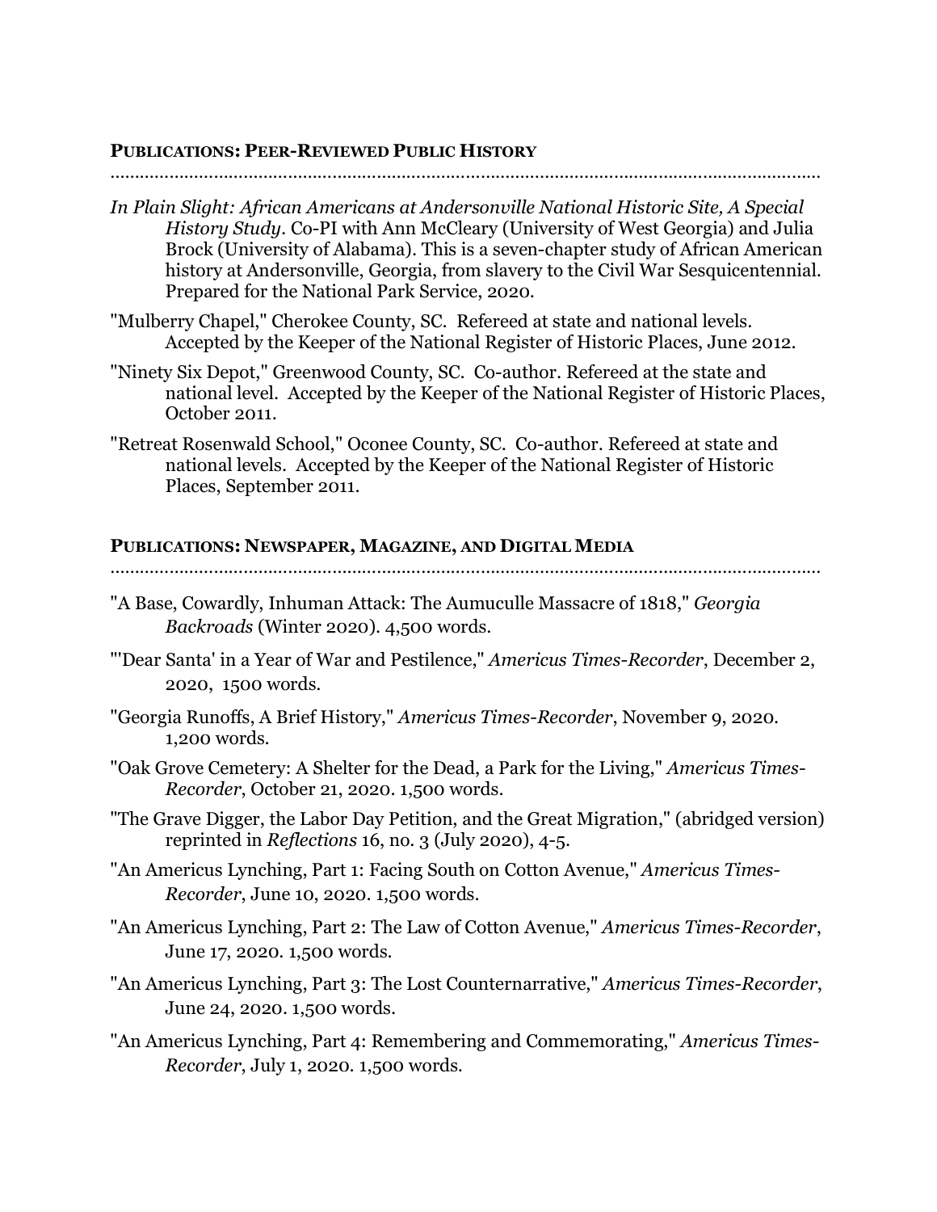## PUBLICATIONS: PEER-REVIEWED PUBLIC HISTORY

*In Plain Slight: African Americans at Andersonville National Historic Site, A Special History Study*. Co-PI with Ann McCleary (University of West Georgia) and Julia Brock (University of Alabama). This is a seven-chapter study of African American history at Andersonville, Georgia, from slavery to the Civil War Sesquicentennial. Prepared for the National Park Service, 2020.

"Mulberry Chapel," Cherokee County, SC. Refereed at state and national levels. Accepted by the Keeper of the National Register of Historic Places, June 2012.

"Ninety Six Depot," Greenwood County, SC. Co-author. Refereed at the state and national level. Accepted by the Keeper of the National Register of Historic Places, October 2011.

"Retreat Rosenwald School," Oconee County, SC. Co-author. Refereed at state and national levels. Accepted by the Keeper of the National Register of Historic Places, September 2011.

## PUBLICATIONS: NEWSPAPER, MAGAZINE, AND DIGITAL MEDIA

"A Base, Cowardly, Inhuman Attack: The Aumuculle Massacre of 1818," *Georgia Backroads* (Winter 2020). 4,500 words.

"'Dear Santa' in a Year of War and Pestilence," *Americus Times-Recorder*, December 2, 2020, 1500 words.

"Georgia Runoffs, A Brief History," *Americus Times-Recorder*, November 9, 2020. 1,200 words.

"Oak Grove Cemetery: A Shelter for the Dead, a Park for the Living," *Americus Times-Recorder*, October 21, 2020. 1,500 words.

"The Grave Digger, the Labor Day Petition, and the Great Migration," (abridged version) reprinted in *Reflections* 16, no. 3 (July 2020), 4-5.

"An Americus Lynching, Part 1: Facing South on Cotton Avenue," *Americus Times-Recorder*, June 10, 2020. 1,500 words.

"An Americus Lynching, Part 2: The Law of Cotton Avenue," *Americus Times-Recorder*, June 17, 2020. 1,500 words.

"An Americus Lynching, Part 3: The Lost Counternarrative," *Americus Times-Recorder*, June 24, 2020. 1,500 words.

"An Americus Lynching, Part 4: Remembering and Commemorating," *Americus Times-Recorder*, July 1, 2020. 1,500 words.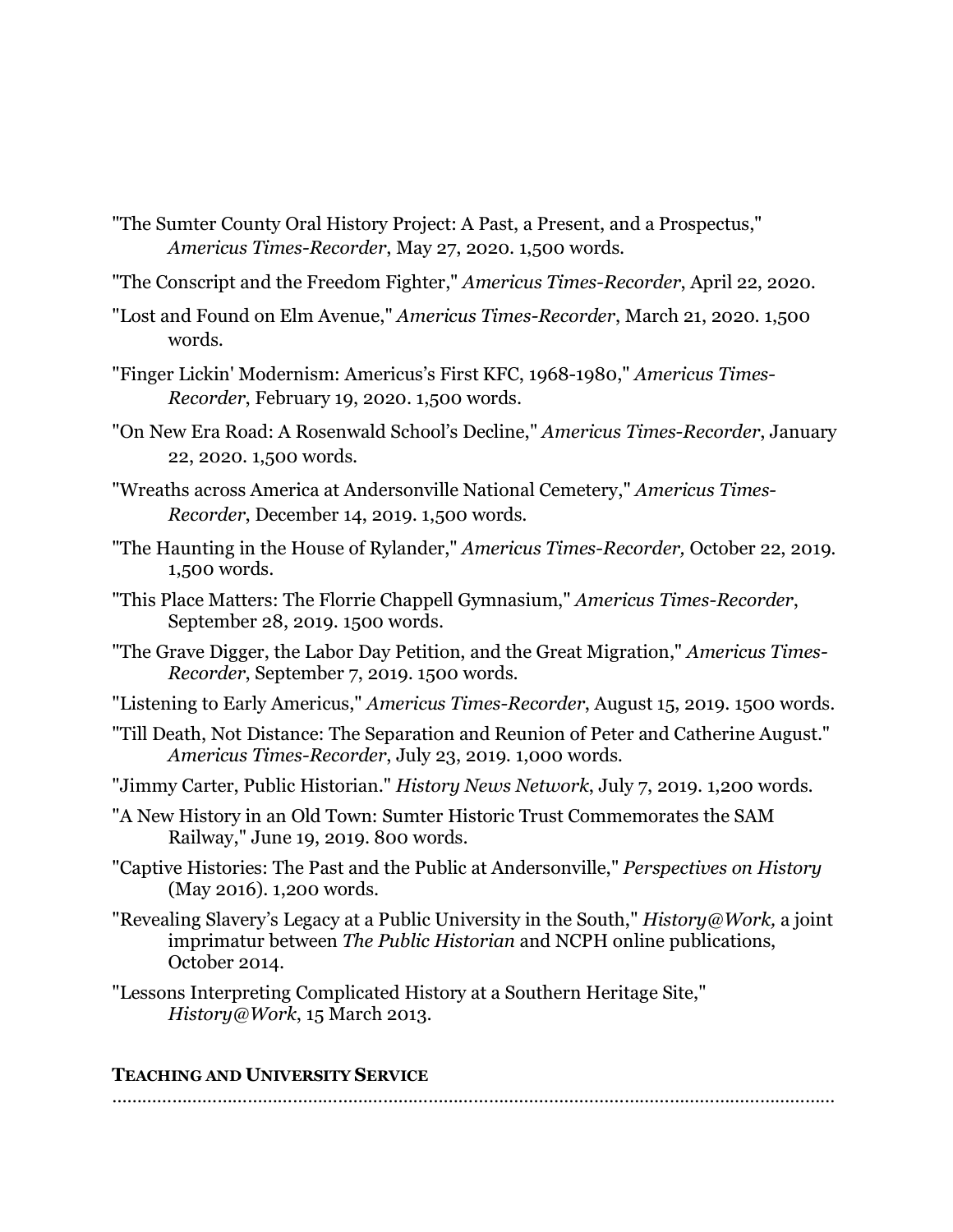"The Sumter County Oral History Project: A Past, a Present, and a Prospectus," *Americus Times-Recorder*, May 27, 2020. 1,500 words.

"The Conscript and the Freedom Fighter," *Americus Times-Recorder*, April 22, 2020.

"Lost and Found on Elm Avenue," *Americus Times-Recorder*, March 21, 2020. 1,500 words.

"Finger Lickin' Modernism: Americus's First KFC, 1968-1980," *Americus Times-Recorder*, February 19, 2020. 1,500 words.

"On New Era Road: A Rosenwald School's Decline," *Americus Times-Recorder*, January 22, 2020. 1,500 words.

"Wreaths across America at Andersonville National Cemetery," *Americus Times-Recorder*, December 14, 2019. 1,500 words.

"The Haunting in the House of Rylander," *Americus Times-Recorder,* October 22, 2019. 1,500 words.

"This Place Matters: The Florrie Chappell Gymnasium," *Americus Times-Recorder*, September 28, 2019. 1500 words.

"The Grave Digger, the Labor Day Petition, and the Great Migration," *Americus Times-Recorder*, September 7, 2019. 1500 words.

"Listening to Early Americus," *Americus Times-Recorder*, August 15, 2019. 1500 words.

"Till Death, Not Distance: The Separation and Reunion of Peter and Catherine August." *Americus Times-Recorder*, July 23, 2019. 1,000 words.

"Jimmy Carter, Public Historian." *History News Network*, July 7, 2019. 1,200 words.

"A New History in an Old Town: Sumter Historic Trust Commemorates the SAM Railway," June 19, 2019. 800 words.

"Captive Histories: The Past and the Public at Andersonville," *Perspectives on History* (May 2016). 1,200 words.

"Revealing Slavery's Legacy at a Public University in the South," *History@Work,* a joint imprimatur between *The Public Historian* and NCPH online publications, October 2014.

"Lessons Interpreting Complicated History at a Southern Heritage Site," *History@Work*, 15 March 2013.

**TEACHING AND UNIVERSITY SERVICE**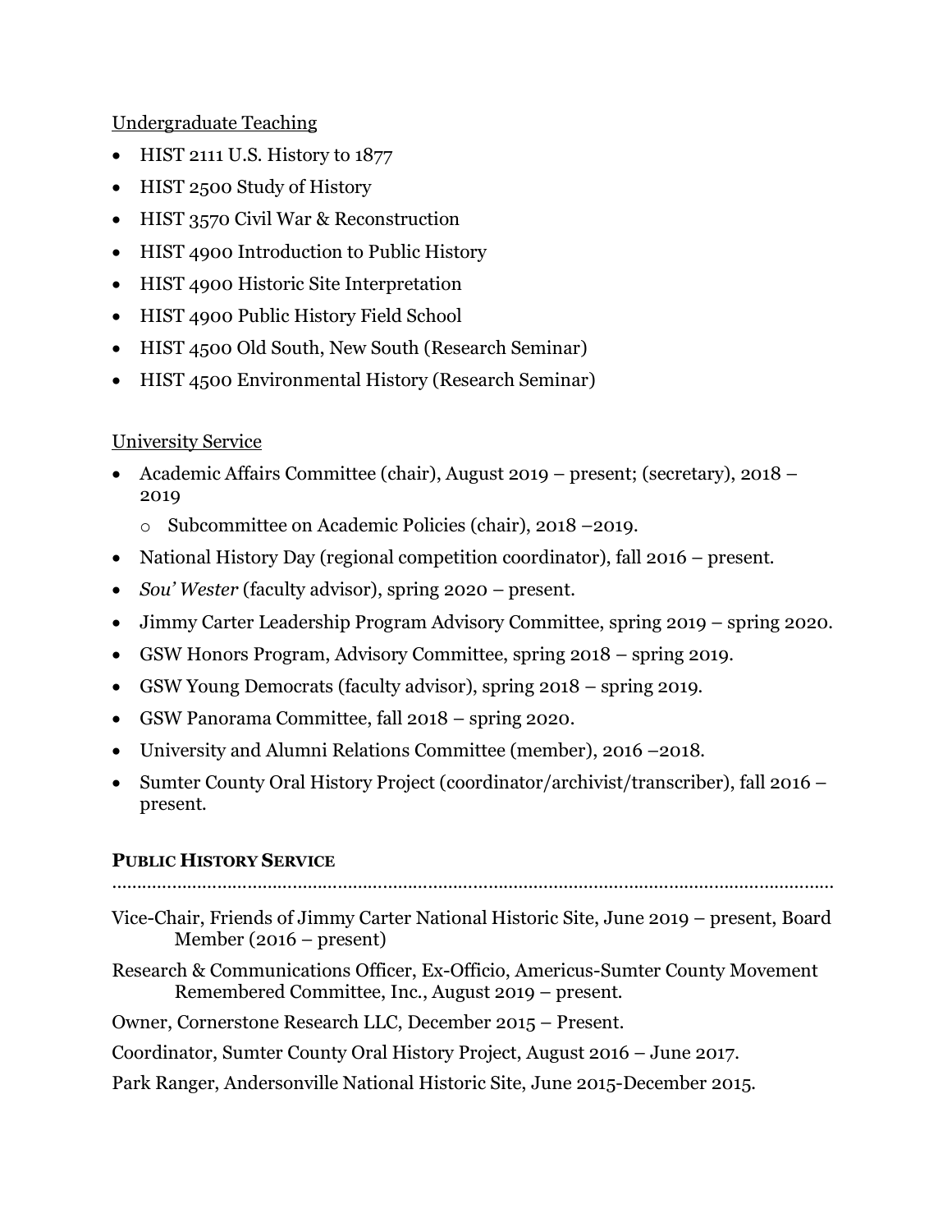Undergraduate Teaching

- HIST 2111 U.S. History to 1877
- HIST 2500 Study of History
- HIST 3570 Civil War & Reconstruction
- HIST 4900 Introduction to Public History
- HIST 4900 Historic Site Interpretation
- HIST 4900 Public History Field School
- HIST 4500 Old South, New South (Research Seminar)
- HIST 4500 Environmental History (Research Seminar)

University Service

- Academic Affairs Committee (chair), August 2019 – present; (secretary), 2018 – 2019
    - Subcommittee on Academic Policies (chair), 2018 –2019.
- National History Day (regional competition coordinator), fall 2016 – present.
- *Sou' Wester* (faculty advisor), spring 2020 – present.
- Jimmy Carter Leadership Program Advisory Committee, spring 2019 – spring 2020.
- GSW Honors Program, Advisory Committee, spring 2018 – spring 2019.
- GSW Young Democrats (faculty advisor), spring 2018 – spring 2019.
- GSW Panorama Committee, fall 2018 – spring 2020.
- University and Alumni Relations Committee (member), 2016 –2018.
- Sumter County Oral History Project (coordinator/archivist/transcriber), fall 2016 – present.

## PUBLIC HISTORY SERVICE

Vice-Chair, Friends of Jimmy Carter National Historic Site, June 2019 – present, Board Member (2016 – present)

Research & Communications Officer, Ex-Officio, Americus-Sumter County Movement Remembered Committee, Inc., August 2019 – present.

Owner, Cornerstone Research LLC, December 2015 – Present.

Coordinator, Sumter County Oral History Project, August 2016 – June 2017.

Park Ranger, Andersonville National Historic Site, June 2015-December 2015.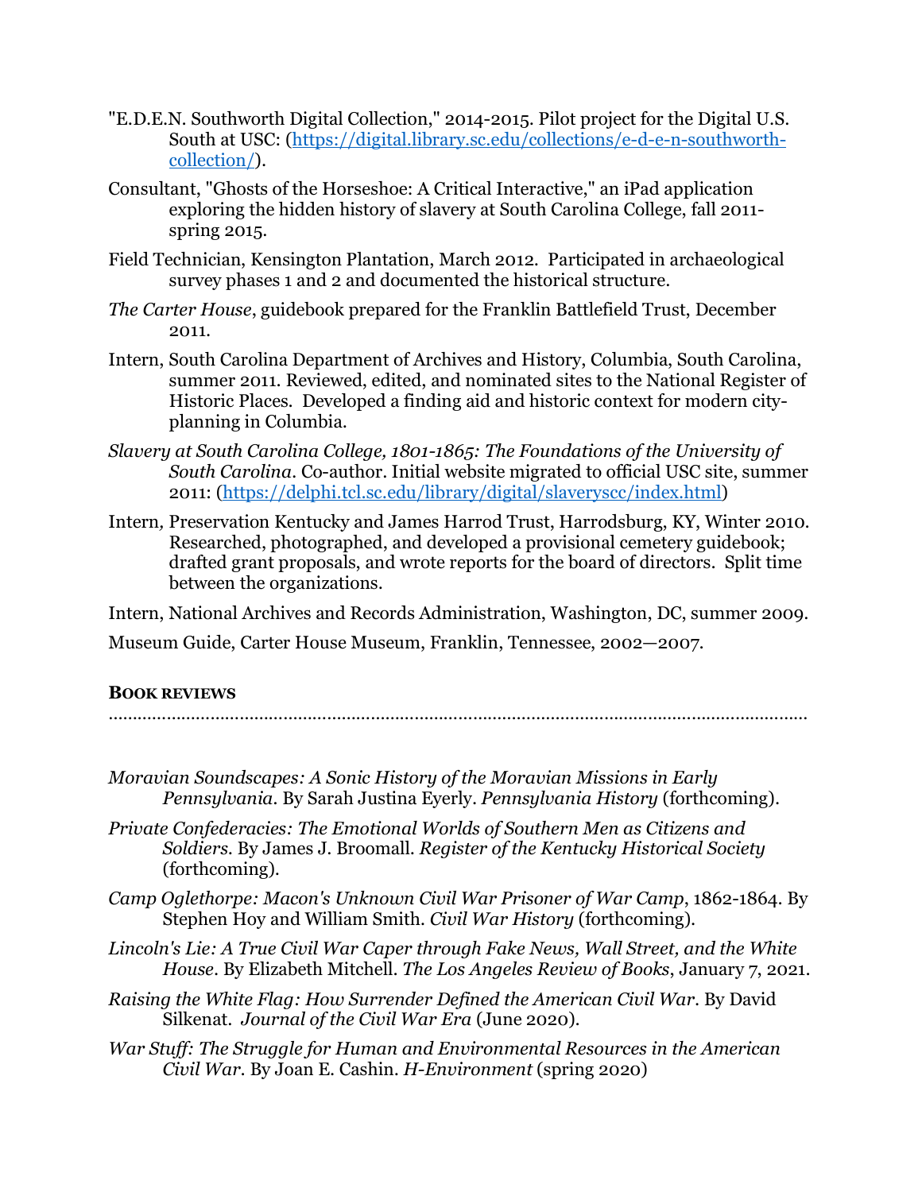"E.D.E.N. Southworth Digital Collection," 2014-2015. Pilot project for the Digital U.S. South at USC: (https://digital.library.sc.edu/collections/e-d-e-n-southworth-collection/).

Consultant, "Ghosts of the Horseshoe: A Critical Interactive," an iPad application exploring the hidden history of slavery at South Carolina College, fall 2011-spring 2015.

Field Technician, Kensington Plantation, March 2012. Participated in archaeological survey phases 1 and 2 and documented the historical structure.

*The Carter House*, guidebook prepared for the Franklin Battlefield Trust, December 2011.

Intern, South Carolina Department of Archives and History, Columbia, South Carolina, summer 2011. Reviewed, edited, and nominated sites to the National Register of Historic Places. Developed a finding aid and historic context for modern city-planning in Columbia.

*Slavery at South Carolina College, 1801-1865: The Foundations of the University of South Carolina*. Co-author. Initial website migrated to official USC site, summer 2011: (https://delphi.tcl.sc.edu/library/digital/slaveryscc/index.html)

Intern, Preservation Kentucky and James Harrod Trust, Harrodsburg, KY, Winter 2010. Researched, photographed, and developed a provisional cemetery guidebook; drafted grant proposals, and wrote reports for the board of directors. Split time between the organizations.

Intern, National Archives and Records Administration, Washington, DC, summer 2009.

Museum Guide, Carter House Museum, Franklin, Tennessee, 2002—2007.

## BOOK REVIEWS

*Moravian Soundscapes: A Sonic History of the Moravian Missions in Early Pennsylvania*. By Sarah Justina Eyerly. *Pennsylvania History* (forthcoming).

*Private Confederacies: The Emotional Worlds of Southern Men as Citizens and Soldiers*. By James J. Broomall. *Register of the Kentucky Historical Society* (forthcoming).

*Camp Oglethorpe: Macon's Unknown Civil War Prisoner of War Camp*, 1862-1864. By Stephen Hoy and William Smith. *Civil War History* (forthcoming).

*Lincoln's Lie: A True Civil War Caper through Fake News, Wall Street, and the White House*. By Elizabeth Mitchell. *The Los Angeles Review of Books*, January 7, 2021.

*Raising the White Flag: How Surrender Defined the American Civil War*. By David Silkenat. *Journal of the Civil War Era* (June 2020).

*War Stuff: The Struggle for Human and Environmental Resources in the American Civil War*. By Joan E. Cashin. *H-Environment* (spring 2020)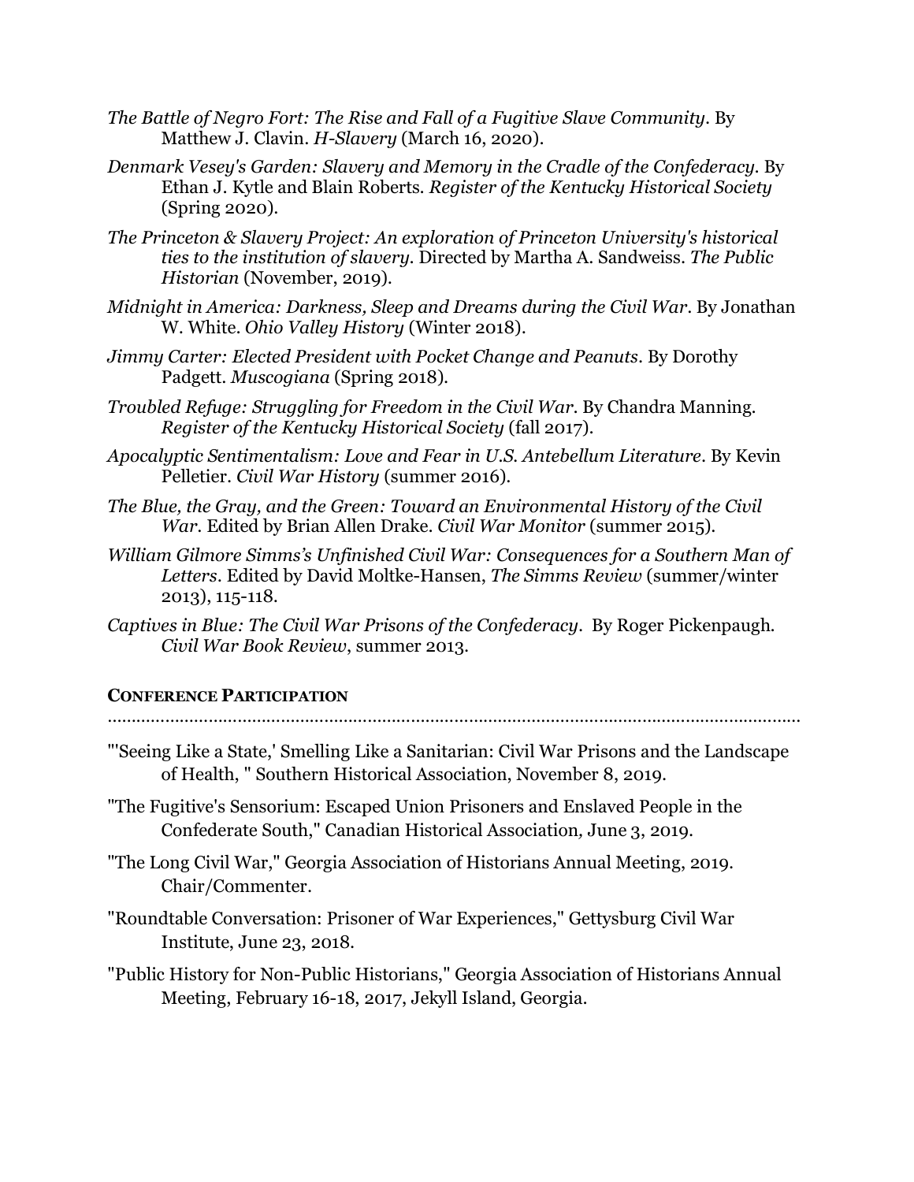*The Battle of Negro Fort: The Rise and Fall of a Fugitive Slave Community*. By Matthew J. Clavin. *H-Slavery* (March 16, 2020).

*Denmark Vesey's Garden: Slavery and Memory in the Cradle of the Confederacy*. By Ethan J. Kytle and Blain Roberts. *Register of the Kentucky Historical Society* (Spring 2020).

*The Princeton & Slavery Project: An exploration of Princeton University's historical ties to the institution of slavery.* Directed by Martha A. Sandweiss. *The Public Historian* (November, 2019).

*Midnight in America: Darkness, Sleep and Dreams during the Civil War*. By Jonathan W. White. *Ohio Valley History* (Winter 2018).

*Jimmy Carter: Elected President with Pocket Change and Peanuts*. By Dorothy Padgett. *Muscogiana* (Spring 2018).

*Troubled Refuge: Struggling for Freedom in the Civil War*. By Chandra Manning. *Register of the Kentucky Historical Society* (fall 2017).

*Apocalyptic Sentimentalism: Love and Fear in U.S. Antebellum Literature*. By Kevin Pelletier. *Civil War History* (summer 2016).

*The Blue, the Gray, and the Green: Toward an Environmental History of the Civil War.* Edited by Brian Allen Drake. *Civil War Monitor* (summer 2015).

*William Gilmore Simms's Unfinished Civil War: Consequences for a Southern Man of Letters*. Edited by David Moltke-Hansen, *The Simms Review* (summer/winter 2013), 115-118.

*Captives in Blue: The Civil War Prisons of the Confederacy*. By Roger Pickenpaugh. *Civil War Book Review*, summer 2013.

## CONFERENCE PARTICIPATION

"'Seeing Like a State,' Smelling Like a Sanitarian: Civil War Prisons and the Landscape of Health, " Southern Historical Association, November 8, 2019.

"The Fugitive's Sensorium: Escaped Union Prisoners and Enslaved People in the Confederate South," Canadian Historical Association, June 3, 2019.

"The Long Civil War," Georgia Association of Historians Annual Meeting, 2019. Chair/Commenter.

"Roundtable Conversation: Prisoner of War Experiences," Gettysburg Civil War Institute, June 23, 2018.

"Public History for Non-Public Historians," Georgia Association of Historians Annual Meeting, February 16-18, 2017, Jekyll Island, Georgia.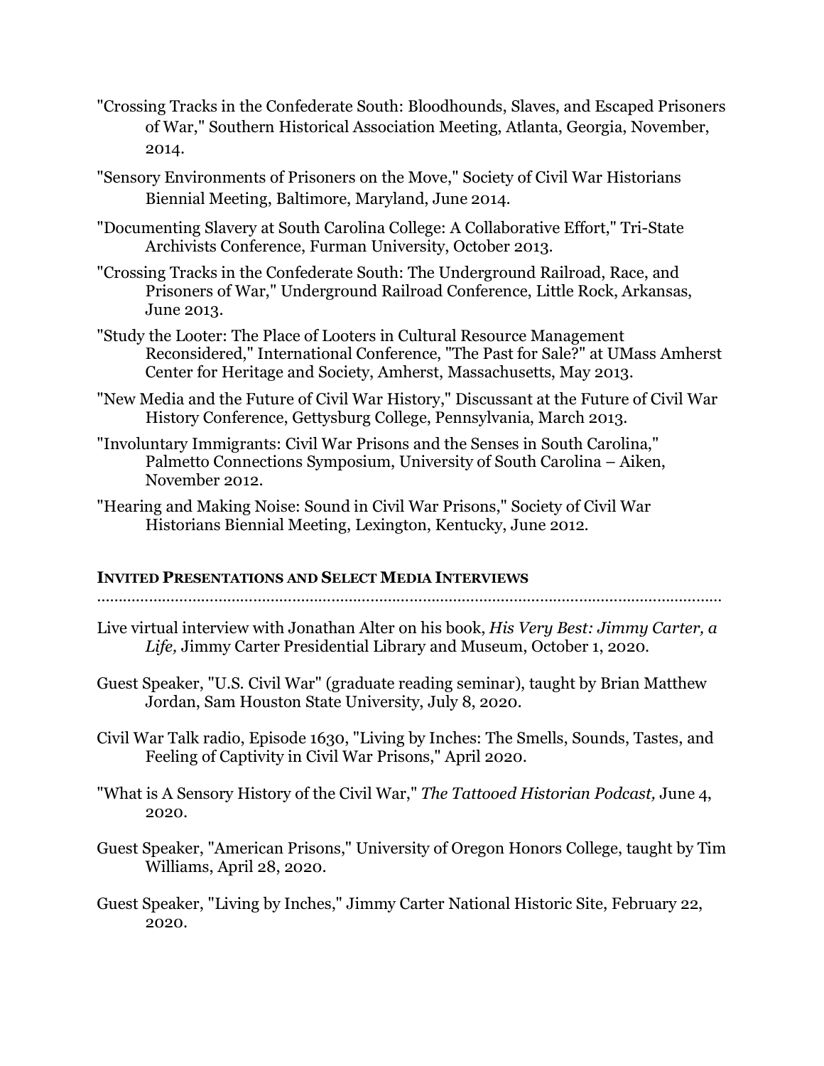"Crossing Tracks in the Confederate South: Bloodhounds, Slaves, and Escaped Prisoners of War," Southern Historical Association Meeting, Atlanta, Georgia, November, 2014.

"Sensory Environments of Prisoners on the Move," Society of Civil War Historians Biennial Meeting, Baltimore, Maryland, June 2014.

"Documenting Slavery at South Carolina College: A Collaborative Effort," Tri-State Archivists Conference, Furman University, October 2013.

"Crossing Tracks in the Confederate South: The Underground Railroad, Race, and Prisoners of War," Underground Railroad Conference, Little Rock, Arkansas, June 2013.

"Study the Looter: The Place of Looters in Cultural Resource Management Reconsidered," International Conference, "The Past for Sale?" at UMass Amherst Center for Heritage and Society, Amherst, Massachusetts, May 2013.

"New Media and the Future of Civil War History," Discussant at the Future of Civil War History Conference, Gettysburg College, Pennsylvania, March 2013.

"Involuntary Immigrants: Civil War Prisons and the Senses in South Carolina," Palmetto Connections Symposium, University of South Carolina – Aiken, November 2012.

"Hearing and Making Noise: Sound in Civil War Prisons," Society of Civil War Historians Biennial Meeting, Lexington, Kentucky, June 2012.

## **INVITED PRESENTATIONS AND SELECT MEDIA INTERVIEWS**

Live virtual interview with Jonathan Alter on his book, *His Very Best: Jimmy Carter, a Life,* Jimmy Carter Presidential Library and Museum, October 1, 2020.

Guest Speaker, "U.S. Civil War" (graduate reading seminar), taught by Brian Matthew Jordan, Sam Houston State University, July 8, 2020.

Civil War Talk radio, Episode 1630, "Living by Inches: The Smells, Sounds, Tastes, and Feeling of Captivity in Civil War Prisons," April 2020.

"What is A Sensory History of the Civil War," *The Tattooed Historian Podcast,* June 4, 2020.

Guest Speaker, "American Prisons," University of Oregon Honors College, taught by Tim Williams, April 28, 2020.

Guest Speaker, "Living by Inches," Jimmy Carter National Historic Site, February 22, 2020.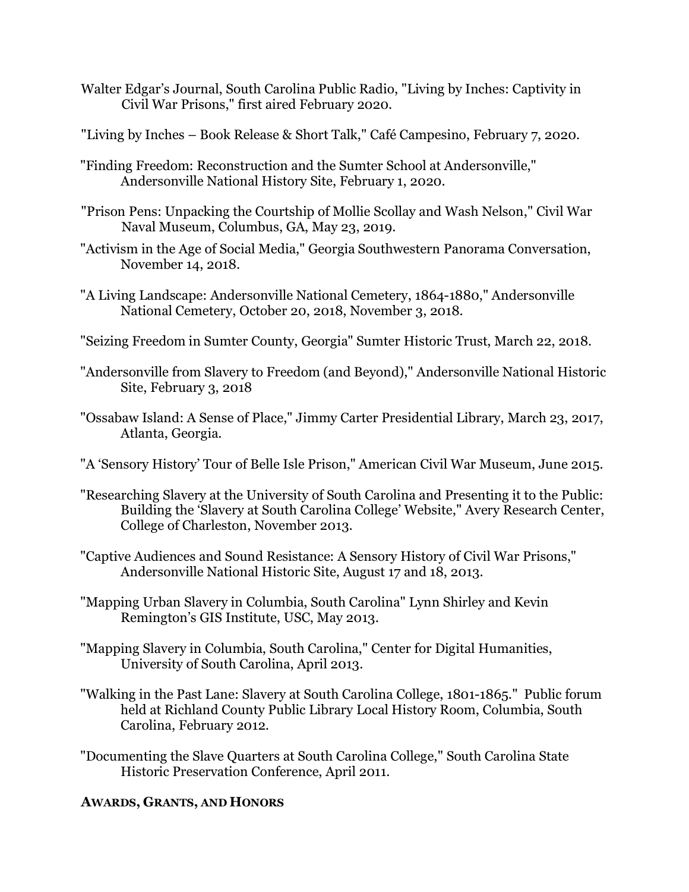Walter Edgar's Journal, South Carolina Public Radio, "Living by Inches: Captivity in Civil War Prisons," first aired February 2020.

"Living by Inches – Book Release & Short Talk," Café Campesino, February 7, 2020.

"Finding Freedom: Reconstruction and the Sumter School at Andersonville," Andersonville National History Site, February 1, 2020.

"Prison Pens: Unpacking the Courtship of Mollie Scollay and Wash Nelson," Civil War Naval Museum, Columbus, GA, May 23, 2019.

"Activism in the Age of Social Media," Georgia Southwestern Panorama Conversation, November 14, 2018.

"A Living Landscape: Andersonville National Cemetery, 1864-1880," Andersonville National Cemetery, October 20, 2018, November 3, 2018.

"Seizing Freedom in Sumter County, Georgia" Sumter Historic Trust, March 22, 2018.

"Andersonville from Slavery to Freedom (and Beyond)," Andersonville National Historic Site, February 3, 2018

"Ossabaw Island: A Sense of Place," Jimmy Carter Presidential Library, March 23, 2017, Atlanta, Georgia.

"A 'Sensory History' Tour of Belle Isle Prison," American Civil War Museum, June 2015.

"Researching Slavery at the University of South Carolina and Presenting it to the Public: Building the 'Slavery at South Carolina College' Website," Avery Research Center, College of Charleston, November 2013.

"Captive Audiences and Sound Resistance: A Sensory History of Civil War Prisons," Andersonville National Historic Site, August 17 and 18, 2013.

"Mapping Urban Slavery in Columbia, South Carolina" Lynn Shirley and Kevin Remington's GIS Institute, USC, May 2013.

"Mapping Slavery in Columbia, South Carolina," Center for Digital Humanities, University of South Carolina, April 2013.

"Walking in the Past Lane: Slavery at South Carolina College, 1801-1865." Public forum held at Richland County Public Library Local History Room, Columbia, South Carolina, February 2012.

"Documenting the Slave Quarters at South Carolina College," South Carolina State Historic Preservation Conference, April 2011.

**AWARDS, GRANTS, AND HONORS**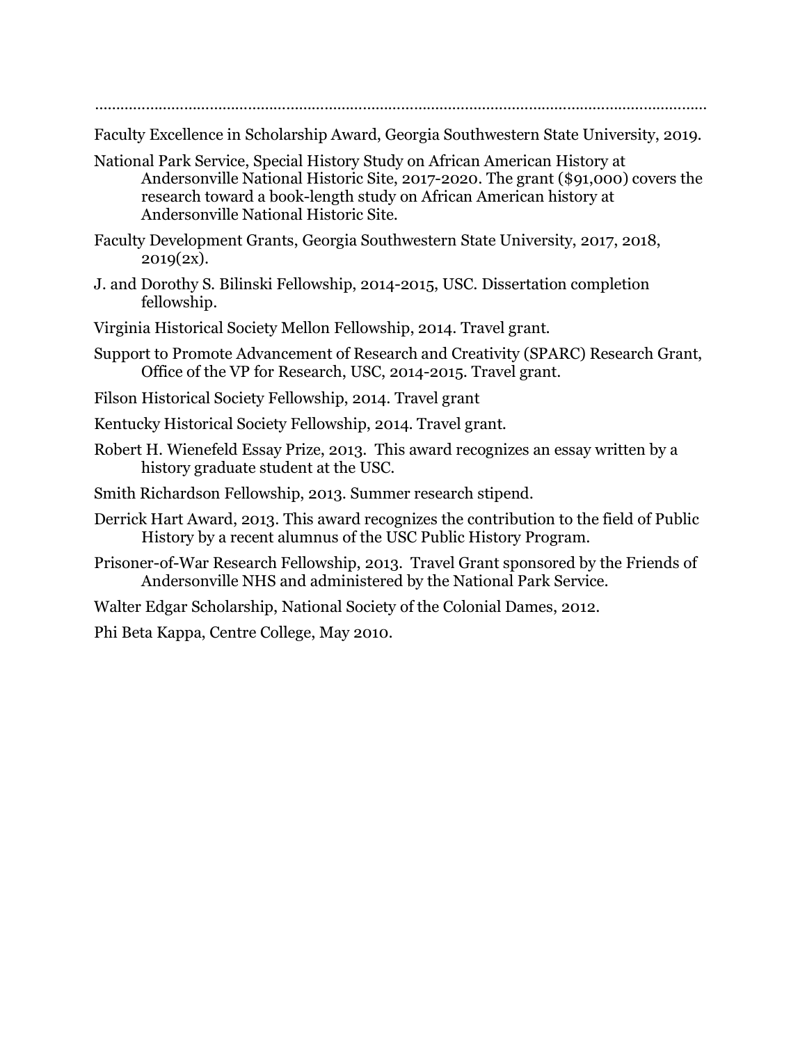Faculty Excellence in Scholarship Award, Georgia Southwestern State University, 2019.

National Park Service, Special History Study on African American History at Andersonville National Historic Site, 2017-2020. The grant ($91,000) covers the research toward a book-length study on African American history at Andersonville National Historic Site.

Faculty Development Grants, Georgia Southwestern State University, 2017, 2018, 2019(2x).

J. and Dorothy S. Bilinski Fellowship, 2014-2015, USC. Dissertation completion fellowship.

Virginia Historical Society Mellon Fellowship, 2014. Travel grant.

Support to Promote Advancement of Research and Creativity (SPARC) Research Grant, Office of the VP for Research, USC, 2014-2015. Travel grant.

Filson Historical Society Fellowship, 2014. Travel grant

Kentucky Historical Society Fellowship, 2014. Travel grant.

Robert H. Wienefeld Essay Prize, 2013. This award recognizes an essay written by a history graduate student at the USC.

Smith Richardson Fellowship, 2013. Summer research stipend.

Derrick Hart Award, 2013. This award recognizes the contribution to the field of Public History by a recent alumnus of the USC Public History Program.

Prisoner-of-War Research Fellowship, 2013. Travel Grant sponsored by the Friends of Andersonville NHS and administered by the National Park Service.

Walter Edgar Scholarship, National Society of the Colonial Dames, 2012.

Phi Beta Kappa, Centre College, May 2010.